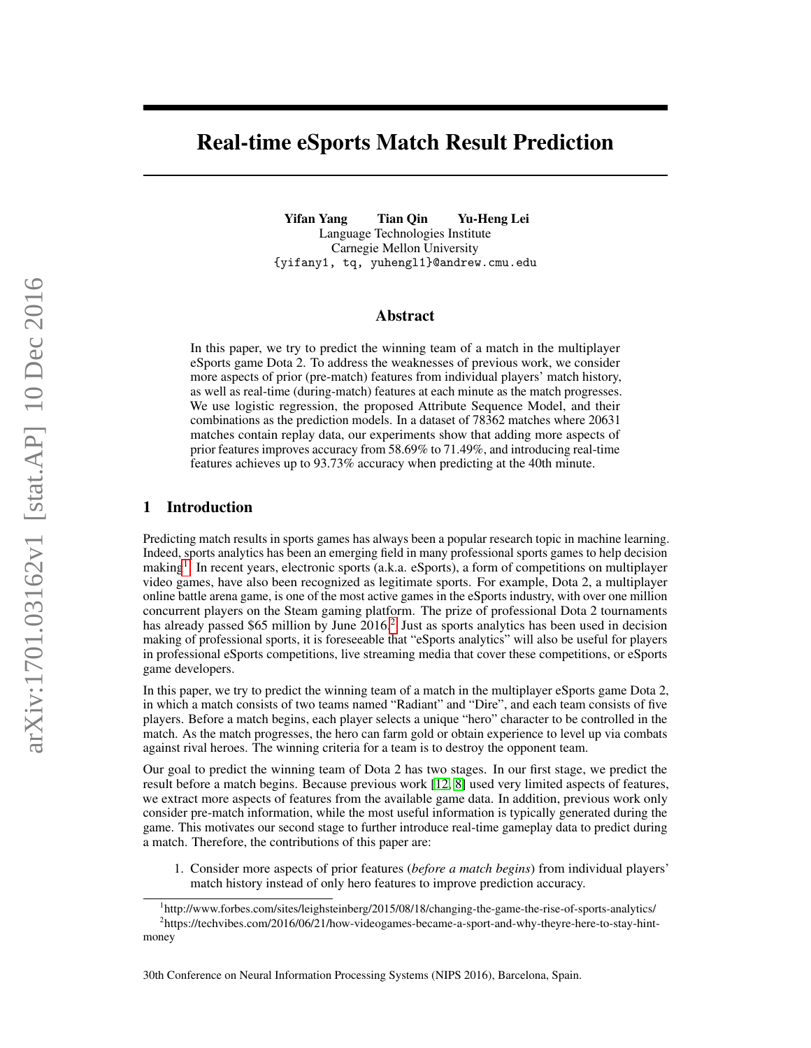# Real-time eSports Match Result Prediction

**Yifan Yang** **Tian Qin** **Yu-Heng Lei**
Language Technologies Institute
Carnegie Mellon University
{yifany1, tq, yuhengl1}@andrew.cmu.edu

## Abstract

In this paper, we try to predict the winning team of a match in the multiplayer eSports game Dota 2. To address the weaknesses of previous work, we consider more aspects of prior (pre-match) features from individual players' match history, as well as real-time (during-match) features at each minute as the match progresses. We use logistic regression, the proposed Attribute Sequence Model, and their combinations as the prediction models. In a dataset of 78362 matches where 20631 matches contain replay data, our experiments show that adding more aspects of prior features improves accuracy from 58.69% to 71.49%, and introducing real-time features achieves up to 93.73% accuracy when predicting at the 40th minute.

## 1 Introduction

Predicting match results in sports games has always been a popular research topic in machine learning. Indeed, sports analytics has been an emerging field in many professional sports games to help decision making[1]. In recent years, electronic sports (a.k.a. eSports), a form of competitions on multiplayer video games, have also been recognized as legitimate sports. For example, Dota 2, a multiplayer online battle arena game, is one of the most active games in the eSports industry, with over one million concurrent players on the Steam gaming platform. The prize of professional Dota 2 tournaments has already passed $65 million by June 2016.[2] Just as sports analytics has been used in decision making of professional sports, it is foreseeable that "eSports analytics" will also be useful for players in professional eSports competitions, live streaming media that cover these competitions, or eSports game developers.

In this paper, we try to predict the winning team of a match in the multiplayer eSports game Dota 2, in which a match consists of two teams named "Radiant" and "Dire", and each team consists of five players. Before a match begins, each player selects a unique "hero" character to be controlled in the match. As the match progresses, the hero can farm gold or obtain experience to level up via combats against rival heroes. The winning criteria for a team is to destroy the opponent team.

Our goal to predict the winning team of Dota 2 has two stages. In our first stage, we predict the result before a match begins. Because previous work [12, 8] used very limited aspects of features, we extract more aspects of features from the available game data. In addition, previous work only consider pre-match information, while the most useful information is typically generated during the game. This motivates our second stage to further introduce real-time gameplay data to predict during a match. Therefore, the contributions of this paper are:

1. Consider more aspects of prior features (*before a match begins*) from individual players' match history instead of only hero features to improve prediction accuracy.

[1] http://www.forbes.com/sites/leighsteinberg/2015/08/18/changing-the-game-the-rise-of-sports-analytics/

[2] https://techvibes.com/2016/06/21/how-videogames-became-a-sport-and-why-theyre-here-to-stay-hint-money

30th Conference on Neural Information Processing Systems (NIPS 2016), Barcelona, Spain.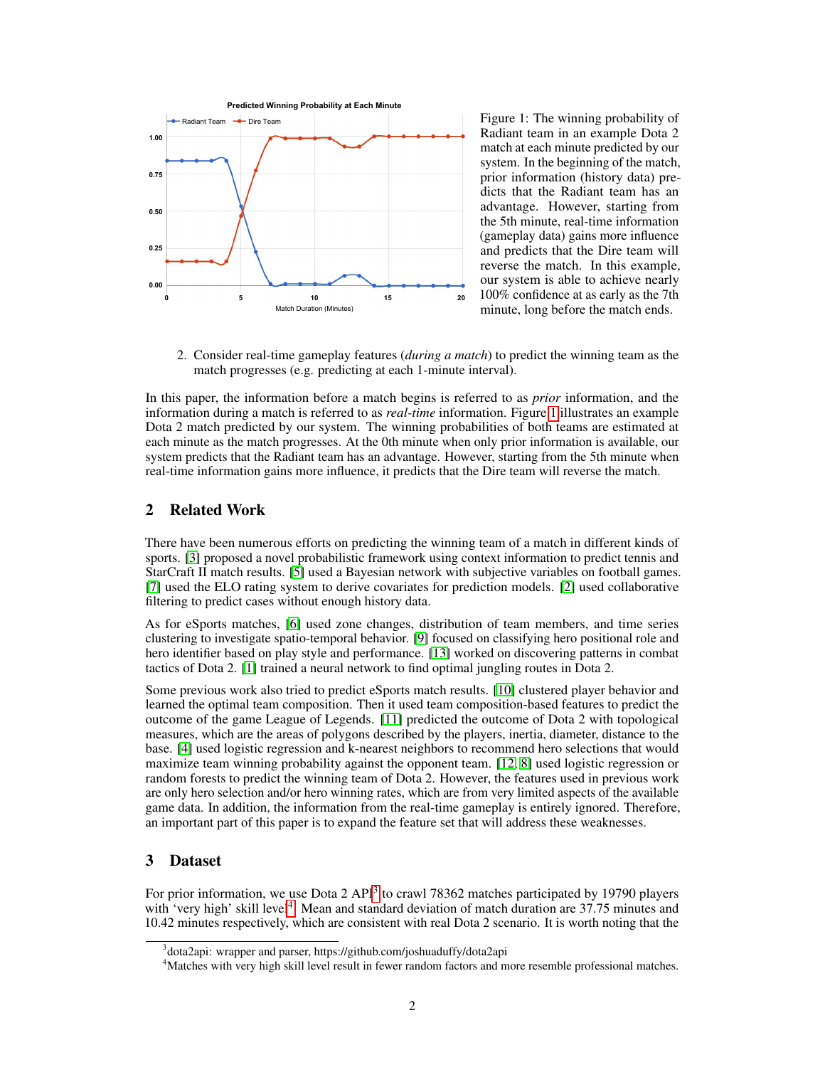Figure 1: The winning probability of Radiant team in an example Dota 2 match at each minute predicted by our system. In the beginning of the match, prior information (history data) predicts that the Radiant team has an advantage. However, starting from the 5th minute, real-time information (gameplay data) gains more influence and predicts that the Dire team will reverse the match. In this example, our system is able to achieve nearly 100% confidence at as early as the 7th minute, long before the match ends.

2. Consider real-time gameplay features (*during a match*) to predict the winning team as the match progresses (e.g. predicting at each 1-minute interval).

In this paper, the information before a match begins is referred to as *prior* information, and the information during a match is referred to as *real-time* information. Figure 1 illustrates an example Dota 2 match predicted by our system. The winning probabilities of both teams are estimated at each minute as the match progresses. At the 0th minute when only prior information is available, our system predicts that the Radiant team has an advantage. However, starting from the 5th minute when real-time information gains more influence, it predicts that the Dire team will reverse the match.

## 2 Related Work

There have been numerous efforts on predicting the winning team of a match in different kinds of sports. [3] proposed a novel probabilistic framework using context information to predict tennis and StarCraft II match results. [5] used a Bayesian network with subjective variables on football games. [7] used the ELO rating system to derive covariates for prediction models. [2] used collaborative filtering to predict cases without enough history data.

As for eSports matches, [6] used zone changes, distribution of team members, and time series clustering to investigate spatio-temporal behavior. [9] focused on classifying hero positional role and hero identifier based on play style and performance. [13] worked on discovering patterns in combat tactics of Dota 2. [1] trained a neural network to find optimal jungling routes in Dota 2.

Some previous work also tried to predict eSports match results. [10] clustered player behavior and learned the optimal team composition. Then it used team composition-based features to predict the outcome of the game League of Legends. [11] predicted the outcome of Dota 2 with topological measures, which are the areas of polygons described by the players, inertia, diameter, distance to the base. [4] used logistic regression and k-nearest neighbors to recommend hero selections that would maximize team winning probability against the opponent team. [12, 8] used logistic regression or random forests to predict the winning team of Dota 2. However, the features used in previous work are only hero selection and/or hero winning rates, which are from very limited aspects of the available game data. In addition, the information from the real-time gameplay is entirely ignored. Therefore, an important part of this paper is to expand the feature set that will address these weaknesses.

## 3 Dataset

For prior information, we use Dota 2 API[3] to crawl 78362 matches participated by 19790 players with 'very high' skill level[4]. Mean and standard deviation of match duration are 37.75 minutes and 10.42 minutes respectively, which are consistent with real Dota 2 scenario. It is worth noting that the

[3]dota2api: wrapper and parser, https://github.com/joshuaduffy/dota2api

[4]Matches with very high skill level result in fewer random factors and more resemble professional matches.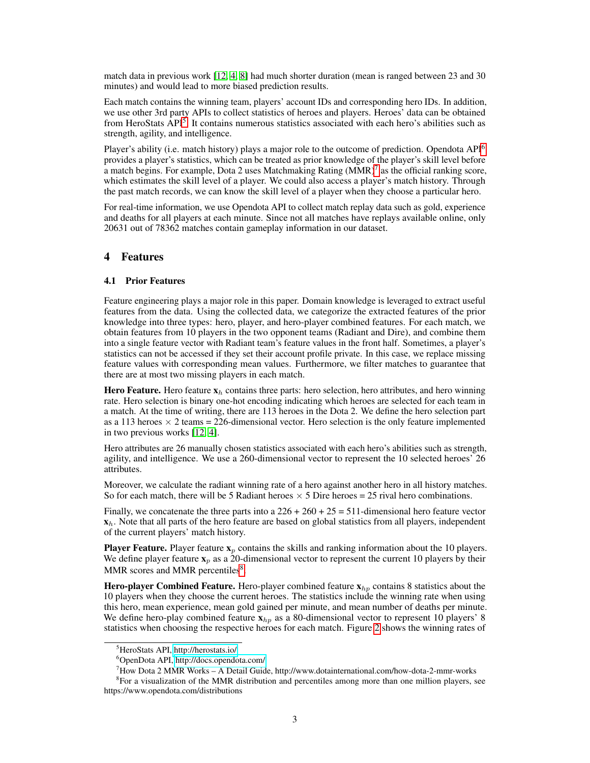match data in previous work [12, 4, 8] had much shorter duration (mean is ranged between 23 and 30 minutes) and would lead to more biased prediction results.

Each match contains the winning team, players' account IDs and corresponding hero IDs. In addition, we use other 3rd party APIs to collect statistics of heroes and players. Heroes' data can be obtained from HeroStats API[5]. It contains numerous statistics associated with each hero's abilities such as strength, agility, and intelligence.

Player's ability (i.e. match history) plays a major role to the outcome of prediction. Opendota API[6] provides a player's statistics, which can be treated as prior knowledge of the player's skill level before a match begins. For example, Dota 2 uses Matchmaking Rating (MMR)[7] as the official ranking score, which estimates the skill level of a player. We could also access a player's match history. Through the past match records, we can know the skill level of a player when they choose a particular hero.

For real-time information, we use Opendota API to collect match replay data such as gold, experience and deaths for all players at each minute. Since not all matches have replays available online, only 20631 out of 78362 matches contain gameplay information in our dataset.

## 4 Features

### 4.1 Prior Features

Feature engineering plays a major role in this paper. Domain knowledge is leveraged to extract useful features from the data. Using the collected data, we categorize the extracted features of the prior knowledge into three types: hero, player, and hero-player combined features. For each match, we obtain features from 10 players in the two opponent teams (Radiant and Dire), and combine them into a single feature vector with Radiant team's feature values in the front half. Sometimes, a player's statistics can not be accessed if they set their account profile private. In this case, we replace missing feature values with corresponding mean values. Furthermore, we filter matches to guarantee that there are at most two missing players in each match.

**Hero Feature.** Hero feature $\mathbf{x}_h$ contains three parts: hero selection, hero attributes, and hero winning rate. Hero selection is binary one-hot encoding indicating which heroes are selected for each team in a match. At the time of writing, there are 113 heroes in the Dota 2. We define the hero selection part as a 113 heroes $\times$ 2 teams = 226-dimensional vector. Hero selection is the only feature implemented in two previous works [12, 4].

Hero attributes are 26 manually chosen statistics associated with each hero's abilities such as strength, agility, and intelligence. We use a 260-dimensional vector to represent the 10 selected heroes' 26 attributes.

Moreover, we calculate the radiant winning rate of a hero against another hero in all history matches. So for each match, there will be 5 Radiant heroes $\times$ 5 Dire heroes = 25 rival hero combinations.

Finally, we concatenate the three parts into a 226 + 260 + 25 = 511-dimensional hero feature vector $\mathbf{x}_h$. Note that all parts of the hero feature are based on global statistics from all players, independent of the current players' match history.

**Player Feature.** Player feature $\mathbf{x}_p$ contains the skills and ranking information about the 10 players. We define player feature $\mathbf{x}_p$ as a 20-dimensional vector to represent the current 10 players by their MMR scores and MMR percentiles[8].

**Hero-player Combined Feature.** Hero-player combined feature $\mathbf{x}_{hp}$ contains 8 statistics about the 10 players when they choose the current heroes. The statistics include the winning rate when using this hero, mean experience, mean gold gained per minute, and mean number of deaths per minute. We define hero-play combined feature $\mathbf{x}_{hp}$ as a 80-dimensional vector to represent 10 players' 8 statistics when choosing the respective heroes for each match. Figure 2 shows the winning rates of

[5] HeroStats API, http://herostats.io/

[6] OpenDota API, http://docs.opendota.com/

[7] How Dota 2 MMR Works – A Detail Guide, http://www.dotainternational.com/how-dota-2-mmr-works

[8] For a visualization of the MMR distribution and percentiles among more than one million players, see https://www.opendota.com/distributions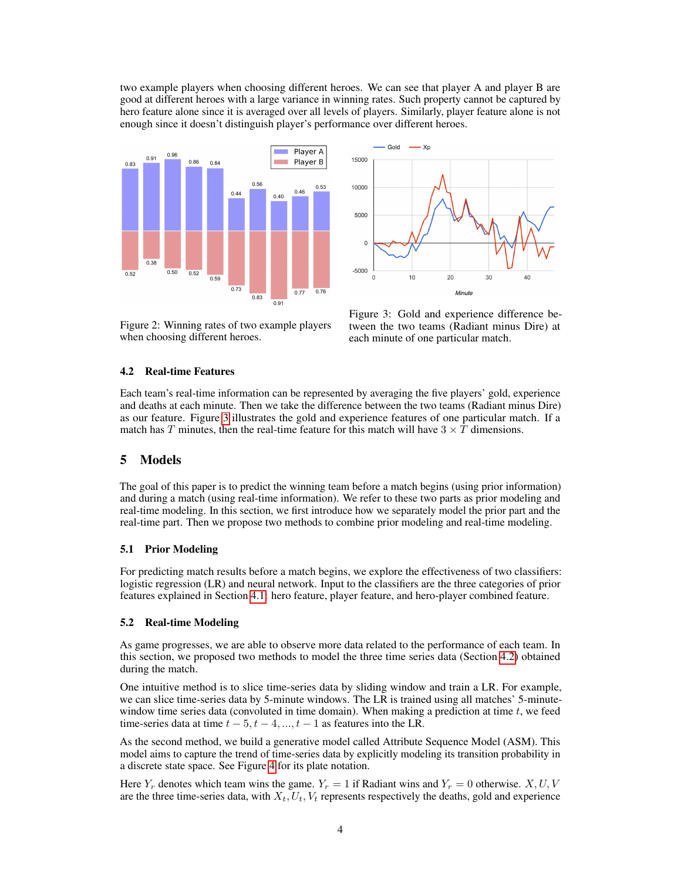two example players when choosing different heroes. We can see that player A and player B are good at different heroes with a large variance in winning rates. Such property cannot be captured by hero feature alone since it is averaged over all levels of players. Similarly, player feature alone is not enough since it doesn't distinguish player's performance over different heroes.

Figure 2: Winning rates of two example players when choosing different heroes.

Figure 3: Gold and experience difference between the two teams (Radiant minus Dire) at each minute of one particular match.

### 4.2 Real-time Features

Each team's real-time information can be represented by averaging the five players' gold, experience and deaths at each minute. Then we take the difference between the two teams (Radiant minus Dire) as our feature. Figure 3 illustrates the gold and experience features of one particular match. If a match has $T$ minutes, then the real-time feature for this match will have $3 \times T$ dimensions.

## 5 Models

The goal of this paper is to predict the winning team before a match begins (using prior information) and during a match (using real-time information). We refer to these two parts as prior modeling and real-time modeling. In this section, we first introduce how we separately model the prior part and the real-time part. Then we propose two methods to combine prior modeling and real-time modeling.

### 5.1 Prior Modeling

For predicting match results before a match begins, we explore the effectiveness of two classifiers: logistic regression (LR) and neural network. Input to the classifiers are the three categories of prior features explained in Section 4.1: hero feature, player feature, and hero-player combined feature.

### 5.2 Real-time Modeling

As game progresses, we are able to observe more data related to the performance of each team. In this section, we proposed two methods to model the three time series data (Section 4.2) obtained during the match.

One intuitive method is to slice time-series data by sliding window and train a LR. For example, we can slice time-series data by 5-minute windows. The LR is trained using all matches' 5-minute-window time series data (convoluted in time domain). When making a prediction at time $t$, we feed time-series data at time $t-5, t-4, ..., t-1$ as features into the LR.

As the second method, we build a generative model called Attribute Sequence Model (ASM). This model aims to capture the trend of time-series data by explicitly modeling its transition probability in a discrete state space. See Figure 4 for its plate notation.

Here $Y_r$ denotes which team wins the game. $Y_r = 1$ if Radiant wins and $Y_r = 0$ otherwise. $X, U, V$ are the three time-series data, with $X_t, U_t, V_t$ represents respectively the deaths, gold and experience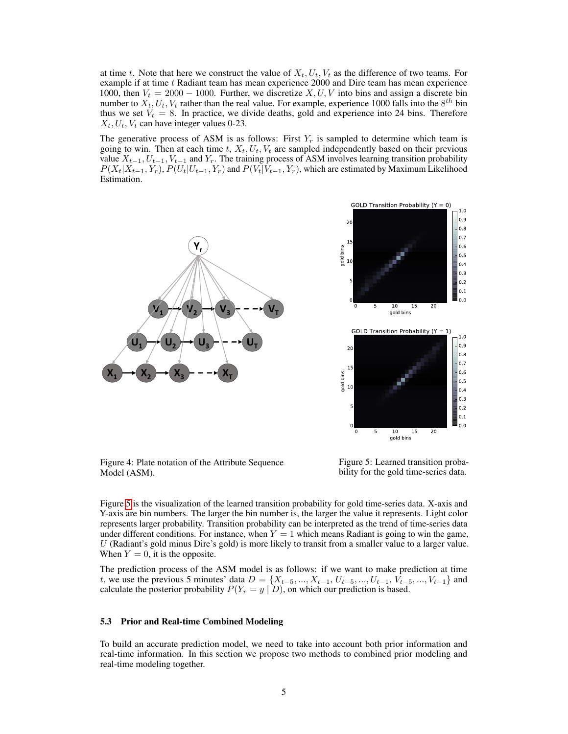at time $t$. Note that here we construct the value of $X_t, U_t, V_t$ as the difference of two teams. For example if at time $t$ Radiant team has mean experience 2000 and Dire team has mean experience 1000, then $V_t = 2000 - 1000$. Further, we discretize $X, U, V$ into bins and assign a discrete bin number to $X_t, U_t, V_t$ rather than the real value. For example, experience 1000 falls into the $8^{th}$ bin thus we set $V_t = 8$. In practice, we divide deaths, gold and experience into 24 bins. Therefore $X_t, U_t, V_t$ can have integer values 0-23.

The generative process of ASM is as follows: First $Y_r$ is sampled to determine which team is going to win. Then at each time $t$, $X_t, U_t, V_t$ are sampled independently based on their previous value $X_{t-1}, U_{t-1}, V_{t-1}$ and $Y_r$. The training process of ASM involves learning transition probability $P(X_t|X_{t-1}, Y_r)$, $P(U_t|U_{t-1}, Y_r)$ and $P(V_t|V_{t-1}, Y_r)$, which are estimated by Maximum Likelihood Estimation.

Figure 4: Plate notation of the Attribute Sequence Model (ASM).

Figure 5: Learned transition probability for the gold time-series data.

Figure 5 is the visualization of the learned transition probability for gold time-series data. X-axis and Y-axis are bin numbers. The larger the bin number is, the larger the value it represents. Light color represents larger probability. Transition probability can be interpreted as the trend of time-series data under different conditions. For instance, when $Y = 1$ which means Radiant is going to win the game, $U$ (Radiant's gold minus Dire's gold) is more likely to transit from a smaller value to a larger value. When $Y = 0$, it is the opposite.

The prediction process of the ASM model is as follows: if we want to make prediction at time $t$, we use the previous 5 minutes' data $D = \{X_{t-5}, ..., X_{t-1}, U_{t-5}, ..., U_{t-1}, V_{t-5}, ..., V_{t-1}\}$ and calculate the posterior probability $P(Y_r = y \mid D)$, on which our prediction is based.

### 5.3 Prior and Real-time Combined Modeling

To build an accurate prediction model, we need to take into account both prior information and real-time information. In this section we propose two methods to combined prior modeling and real-time modeling together.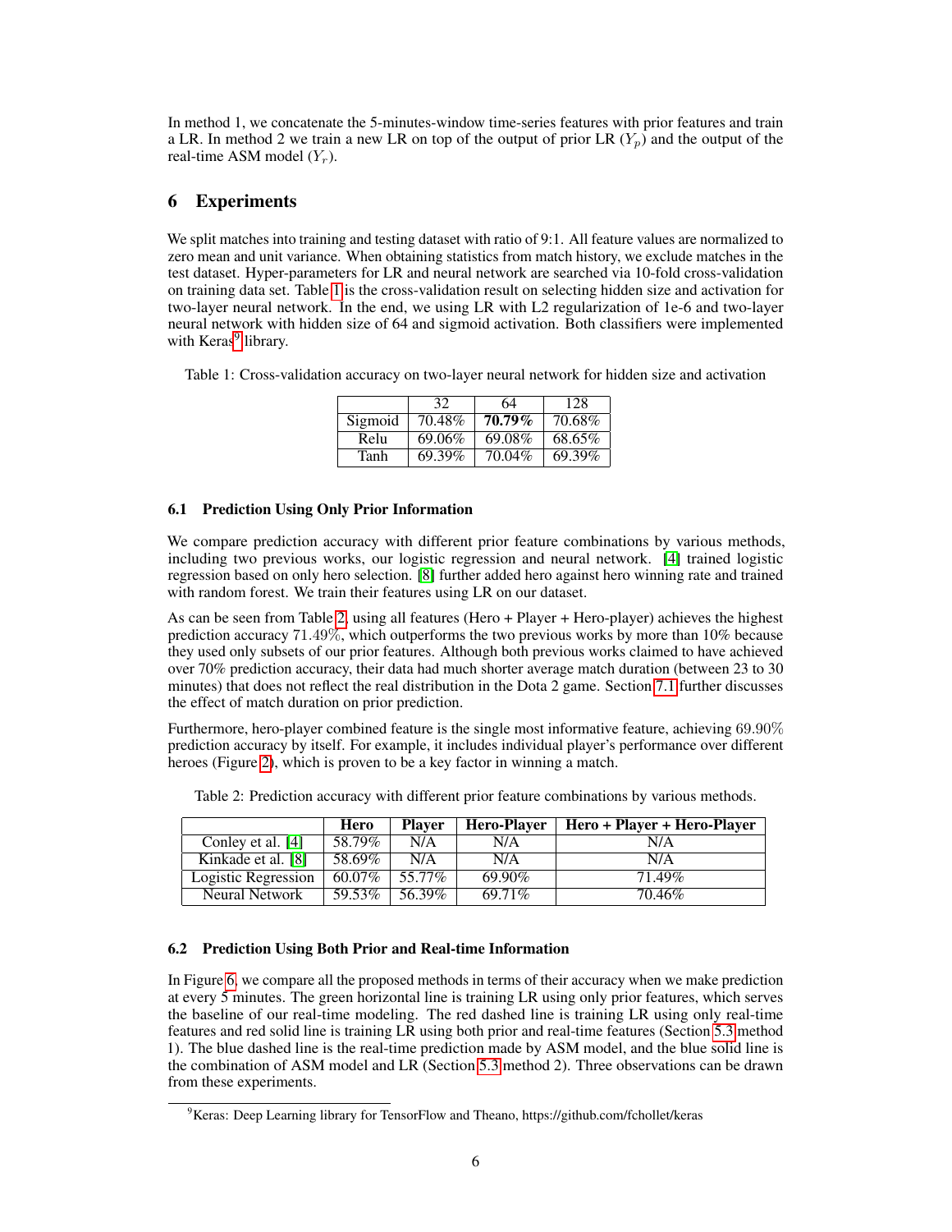In method 1, we concatenate the 5-minutes-window time-series features with prior features and train a LR. In method 2 we train a new LR on top of the output of prior LR ($Y_p$) and the output of the real-time ASM model ($Y_r$).

## 6 Experiments

We split matches into training and testing dataset with ratio of 9:1. All feature values are normalized to zero mean and unit variance. When obtaining statistics from match history, we exclude matches in the test dataset. Hyper-parameters for LR and neural network are searched via 10-fold cross-validation on training data set. Table 1 is the cross-validation result on selecting hidden size and activation for two-layer neural network. In the end, we using LR with L2 regularization of 1e-6 and two-layer neural network with hidden size of 64 and sigmoid activation. Both classifiers were implemented with Keras[9] library.

Table 1: Cross-validation accuracy on two-layer neural network for hidden size and activation

| | 32 | 64 | 128 |
|---|---|---|---|
| Sigmoid | 70.48% | **70.79%** | 70.68% |
| Relu | 69.06% | 69.08% | 68.65% |
| Tanh | 69.39% | 70.04% | 69.39% |

### 6.1 Prediction Using Only Prior Information

We compare prediction accuracy with different prior feature combinations by various methods, including two previous works, our logistic regression and neural network. [4] trained logistic regression based on only hero selection. [8] further added hero against hero winning rate and trained with random forest. We train their features using LR on our dataset.

As can be seen from Table 2, using all features (Hero + Player + Hero-player) achieves the highest prediction accuracy 71.49%, which outperforms the two previous works by more than 10% because they used only subsets of our prior features. Although both previous works claimed to have achieved over 70% prediction accuracy, their data had much shorter average match duration (between 23 to 30 minutes) that does not reflect the real distribution in the Dota 2 game. Section 7.1 further discusses the effect of match duration on prior prediction.

Furthermore, hero-player combined feature is the single most informative feature, achieving 69.90% prediction accuracy by itself. For example, it includes individual player's performance over different heroes (Figure 2), which is proven to be a key factor in winning a match.

Table 2: Prediction accuracy with different prior feature combinations by various methods.

| | **Hero** | **Player** | **Hero-Player** | **Hero + Player + Hero-Player** |
|---|---|---|---|---|
| Conley et al. [4] | 58.79% | N/A | N/A | N/A |
| Kinkade et al. [8] | 58.69% | N/A | N/A | N/A |
| Logistic Regression | 60.07% | 55.77% | 69.90% | 71.49% |
| Neural Network | 59.53% | 56.39% | 69.71% | 70.46% |

### 6.2 Prediction Using Both Prior and Real-time Information

In Figure 6, we compare all the proposed methods in terms of their accuracy when we make prediction at every 5 minutes. The green horizontal line is training LR using only prior features, which serves the baseline of our real-time modeling. The red dashed line is training LR using only real-time features and red solid line is training LR using both prior and real-time features (Section 5.3 method 1). The blue dashed line is the real-time prediction made by ASM model, and the blue solid line is the combination of ASM model and LR (Section 5.3 method 2). Three observations can be drawn from these experiments.

[9] Keras: Deep Learning library for TensorFlow and Theano, https://github.com/fchollet/keras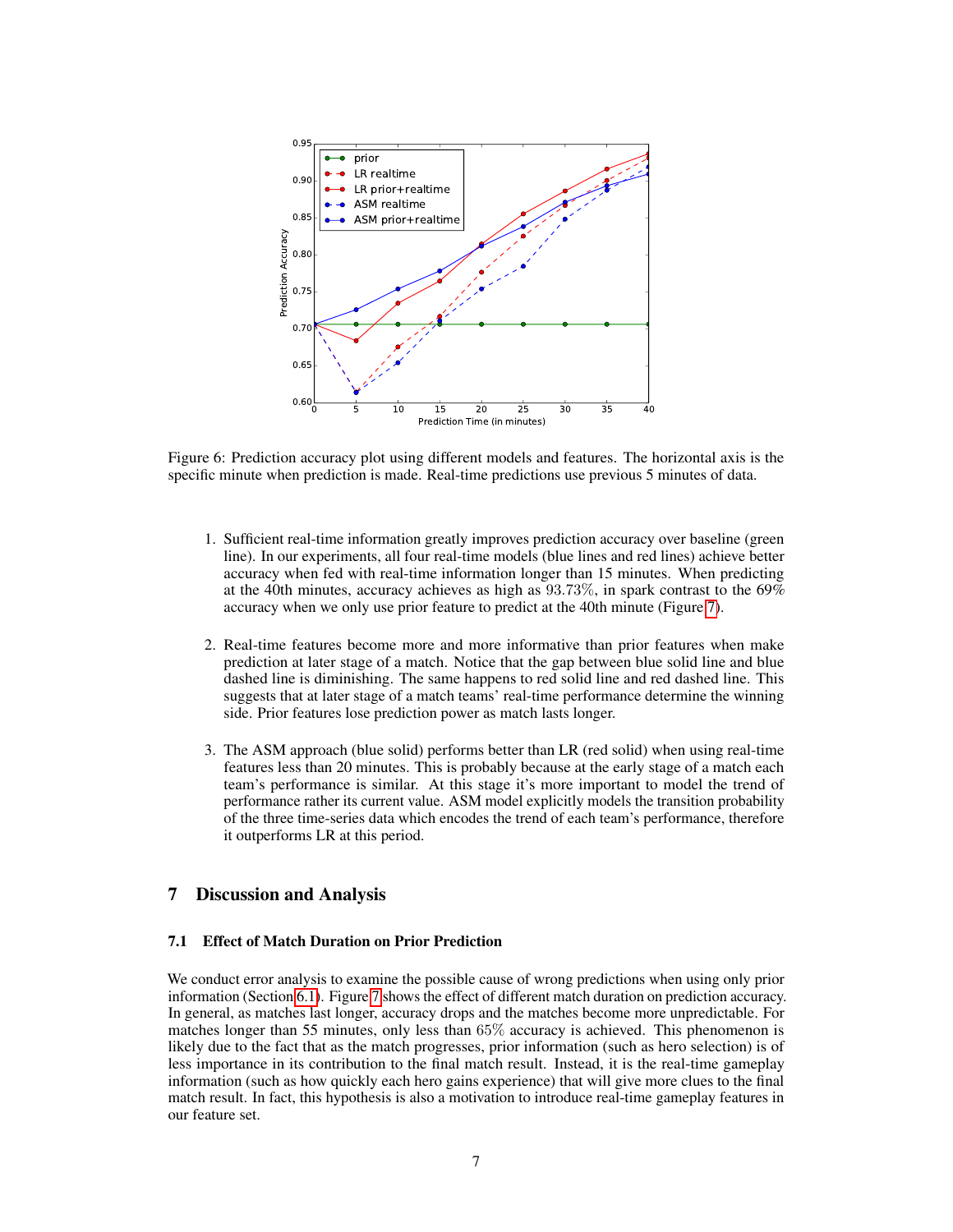Figure 6: Prediction accuracy plot using different models and features. The horizontal axis is the specific minute when prediction is made. Real-time predictions use previous 5 minutes of data.

1. Sufficient real-time information greatly improves prediction accuracy over baseline (green line). In our experiments, all four real-time models (blue lines and red lines) achieve better accuracy when fed with real-time information longer than 15 minutes. When predicting at the 40th minutes, accuracy achieves as high as $93.73\%$, in spark contrast to the 69% accuracy when we only use prior feature to predict at the 40th minute (Figure 7).
2. Real-time features become more and more informative than prior features when make prediction at later stage of a match. Notice that the gap between blue solid line and blue dashed line is diminishing. The same happens to red solid line and red dashed line. This suggests that at later stage of a match teams' real-time performance determine the winning side. Prior features lose prediction power as match lasts longer.
3. The ASM approach (blue solid) performs better than LR (red solid) when using real-time features less than 20 minutes. This is probably because at the early stage of a match each team's performance is similar. At this stage it's more important to model the trend of performance rather its current value. ASM model explicitly models the transition probability of the three time-series data which encodes the trend of each team's performance, therefore it outperforms LR at this period.

## 7 Discussion and Analysis

### 7.1 Effect of Match Duration on Prior Prediction

We conduct error analysis to examine the possible cause of wrong predictions when using only prior information (Section 6.1). Figure 7 shows the effect of different match duration on prediction accuracy. In general, as matches last longer, accuracy drops and the matches become more unpredictable. For matches longer than 55 minutes, only less than $65\%$ accuracy is achieved. This phenomenon is likely due to the fact that as the match progresses, prior information (such as hero selection) is of less importance in its contribution to the final match result. Instead, it is the real-time gameplay information (such as how quickly each hero gains experience) that will give more clues to the final match result. In fact, this hypothesis is also a motivation to introduce real-time gameplay features in our feature set.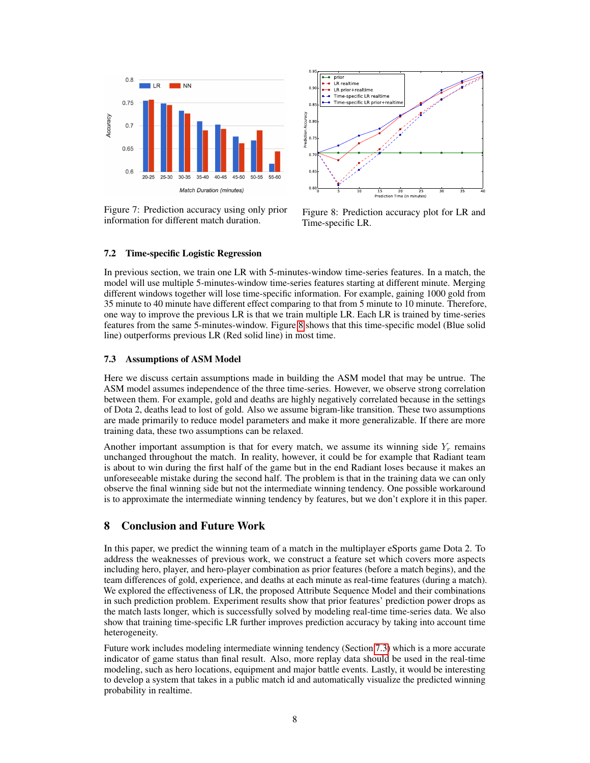Figure 7: Prediction accuracy using only prior information for different match duration.

Figure 8: Prediction accuracy plot for LR and Time-specific LR.

### 7.2 Time-specific Logistic Regression

In previous section, we train one LR with 5-minutes-window time-series features. In a match, the model will use multiple 5-minutes-window time-series features starting at different minute. Merging different windows together will lose time-specific information. For example, gaining 1000 gold from 35 minute to 40 minute have different effect comparing to that from 5 minute to 10 minute. Therefore, one way to improve the previous LR is that we train multiple LR. Each LR is trained by time-series features from the same 5-minutes-window. Figure 8 shows that this time-specific model (Blue solid line) outperforms previous LR (Red solid line) in most time.

### 7.3 Assumptions of ASM Model

Here we discuss certain assumptions made in building the ASM model that may be untrue. The ASM model assumes independence of the three time-series. However, we observe strong correlation between them. For example, gold and deaths are highly negatively correlated because in the settings of Dota 2, deaths lead to lost of gold. Also we assume bigram-like transition. These two assumptions are made primarily to reduce model parameters and make it more generalizable. If there are more training data, these two assumptions can be relaxed.

Another important assumption is that for every match, we assume its winning side $Y_r$ remains unchanged throughout the match. In reality, however, it could be for example that Radiant team is about to win during the first half of the game but in the end Radiant loses because it makes an unforeseeable mistake during the second half. The problem is that in the training data we can only observe the final winning side but not the intermediate winning tendency. One possible workaround is to approximate the intermediate winning tendency by features, but we don't explore it in this paper.

## 8 Conclusion and Future Work

In this paper, we predict the winning team of a match in the multiplayer eSports game Dota 2. To address the weaknesses of previous work, we construct a feature set which covers more aspects including hero, player, and hero-player combination as prior features (before a match begins), and the team differences of gold, experience, and deaths at each minute as real-time features (during a match). We explored the effectiveness of LR, the proposed Attribute Sequence Model and their combinations in such prediction problem. Experiment results show that prior features' prediction power drops as the match lasts longer, which is successfully solved by modeling real-time time-series data. We also show that training time-specific LR further improves prediction accuracy by taking into account time heterogeneity.

Future work includes modeling intermediate winning tendency (Section 7.3) which is a more accurate indicator of game status than final result. Also, more replay data should be used in the real-time modeling, such as hero locations, equipment and major battle events. Lastly, it would be interesting to develop a system that takes in a public match id and automatically visualize the predicted winning probability in realtime.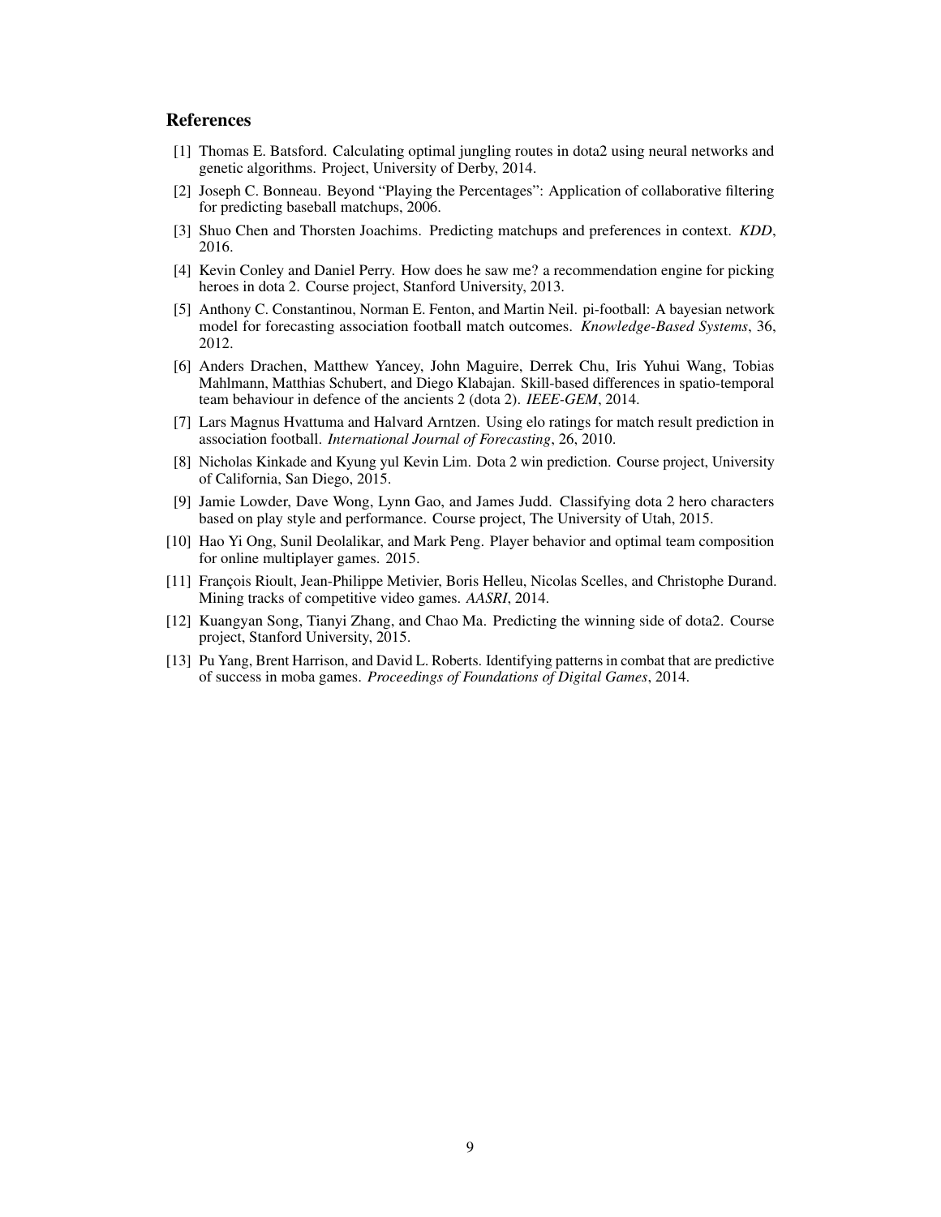## References

[1] Thomas E. Batsford. Calculating optimal jungling routes in dota2 using neural networks and genetic algorithms. Project, University of Derby, 2014.

[2] Joseph C. Bonneau. Beyond "Playing the Percentages": Application of collaborative filtering for predicting baseball matchups, 2006.

[3] Shuo Chen and Thorsten Joachims. Predicting matchups and preferences in context. *KDD*, 2016.

[4] Kevin Conley and Daniel Perry. How does he saw me? a recommendation engine for picking heroes in dota 2. Course project, Stanford University, 2013.

[5] Anthony C. Constantinou, Norman E. Fenton, and Martin Neil. pi-football: A bayesian network model for forecasting association football match outcomes. *Knowledge-Based Systems*, 36, 2012.

[6] Anders Drachen, Matthew Yancey, John Maguire, Derrek Chu, Iris Yuhui Wang, Tobias Mahlmann, Matthias Schubert, and Diego Klabajan. Skill-based differences in spatio-temporal team behaviour in defence of the ancients 2 (dota 2). *IEEE-GEM*, 2014.

[7] Lars Magnus Hvattuma and Halvard Arntzen. Using elo ratings for match result prediction in association football. *International Journal of Forecasting*, 26, 2010.

[8] Nicholas Kinkade and Kyung yul Kevin Lim. Dota 2 win prediction. Course project, University of California, San Diego, 2015.

[9] Jamie Lowder, Dave Wong, Lynn Gao, and James Judd. Classifying dota 2 hero characters based on play style and performance. Course project, The University of Utah, 2015.

[10] Hao Yi Ong, Sunil Deolalikar, and Mark Peng. Player behavior and optimal team composition for online multiplayer games. 2015.

[11] François Rioult, Jean-Philippe Metivier, Boris Helleu, Nicolas Scelles, and Christophe Durand. Mining tracks of competitive video games. *AASRI*, 2014.

[12] Kuangyan Song, Tianyi Zhang, and Chao Ma. Predicting the winning side of dota2. Course project, Stanford University, 2015.

[13] Pu Yang, Brent Harrison, and David L. Roberts. Identifying patterns in combat that are predictive of success in moba games. *Proceedings of Foundations of Digital Games*, 2014.